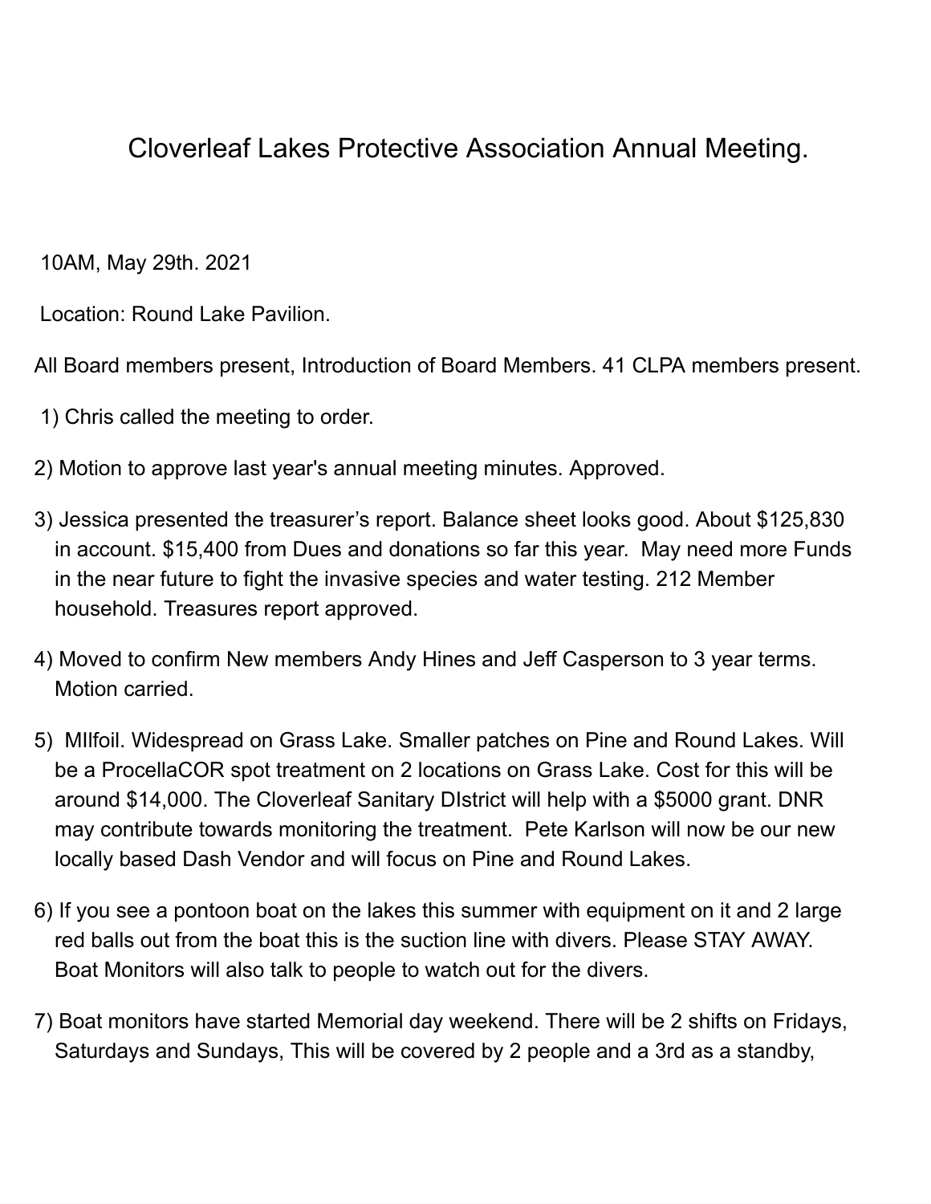# Cloverleaf Lakes Protective Association Annual Meeting.

10AM, May 29th. 2021

Location: Round Lake Pavilion.

All Board members present, Introduction of Board Members. 41 CLPA members present.

1) Chris called the meeting to order.

2) Motion to approve last year's annual meeting minutes. Approved.

3) Jessica presented the treasurer's report. Balance sheet looks good. About $125,830 in account. $15,400 from Dues and donations so far this year. May need more Funds in the near future to fight the invasive species and water testing. 212 Member household. Treasures report approved.

4) Moved to confirm New members Andy Hines and Jeff Casperson to 3 year terms. Motion carried.

5) MIlfoil. Widespread on Grass Lake. Smaller patches on Pine and Round Lakes. Will be a ProcellaCOR spot treatment on 2 locations on Grass Lake. Cost for this will be around $14,000. The Cloverleaf Sanitary DIstrict will help with a $5000 grant. DNR may contribute towards monitoring the treatment. Pete Karlson will now be our new locally based Dash Vendor and will focus on Pine and Round Lakes.

6) If you see a pontoon boat on the lakes this summer with equipment on it and 2 large red balls out from the boat this is the suction line with divers. Please STAY AWAY. Boat Monitors will also talk to people to watch out for the divers.

7) Boat monitors have started Memorial day weekend. There will be 2 shifts on Fridays, Saturdays and Sundays, This will be covered by 2 people and a 3rd as a standby,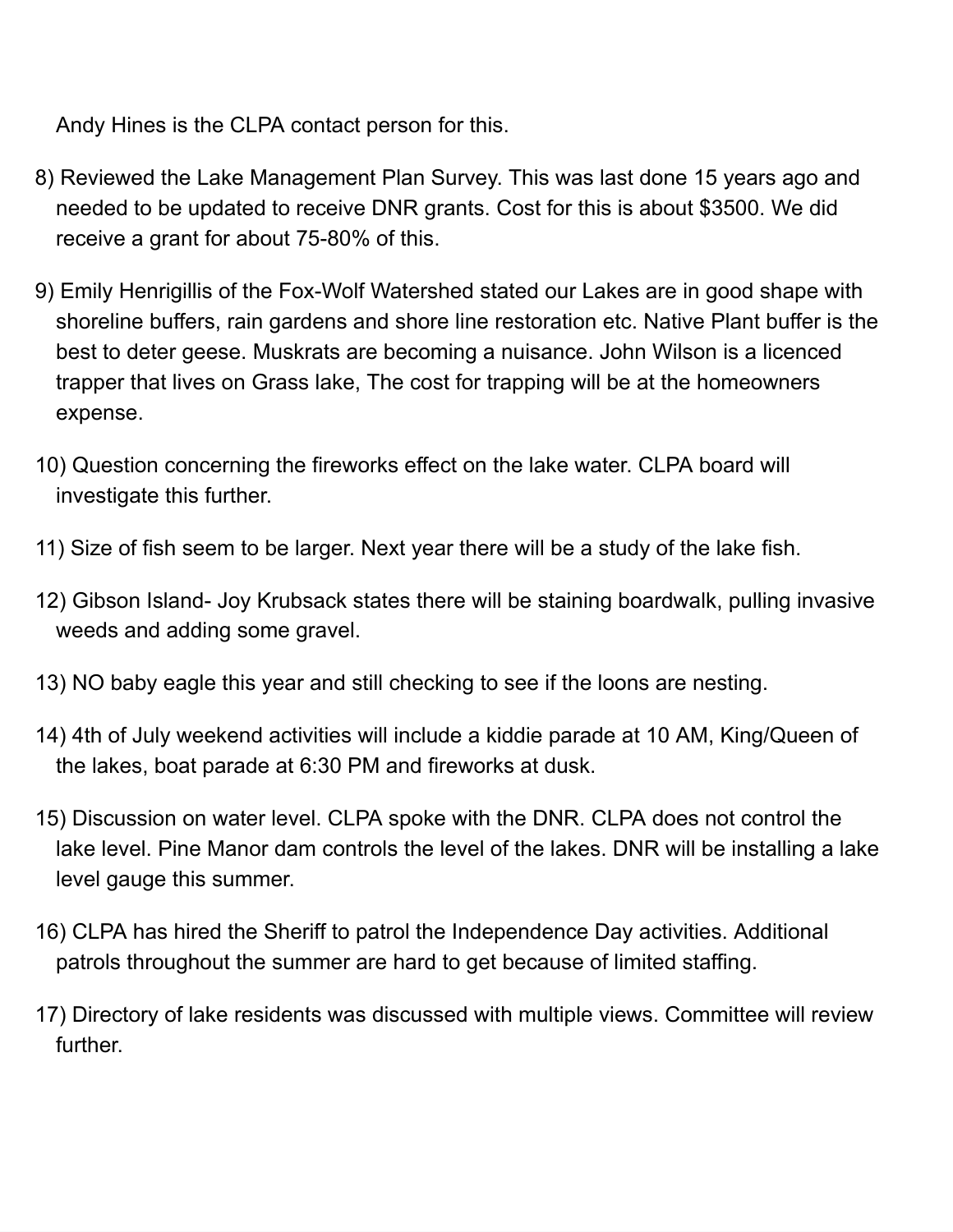Andy Hines is the CLPA contact person for this.

8) Reviewed the Lake Management Plan Survey. This was last done 15 years ago and needed to be updated to receive DNR grants. Cost for this is about $3500. We did receive a grant for about 75-80% of this.

9) Emily Henrigillis of the Fox-Wolf Watershed stated our Lakes are in good shape with shoreline buffers, rain gardens and shore line restoration etc. Native Plant buffer is the best to deter geese. Muskrats are becoming a nuisance. John Wilson is a licenced trapper that lives on Grass lake, The cost for trapping will be at the homeowners expense.

10) Question concerning the fireworks effect on the lake water. CLPA board will investigate this further.

11) Size of fish seem to be larger. Next year there will be a study of the lake fish.

12) Gibson Island- Joy Krubsack states there will be staining boardwalk, pulling invasive weeds and adding some gravel.

13) NO baby eagle this year and still checking to see if the loons are nesting.

14) 4th of July weekend activities will include a kiddie parade at 10 AM, King/Queen of the lakes, boat parade at 6:30 PM and fireworks at dusk.

15) Discussion on water level. CLPA spoke with the DNR. CLPA does not control the lake level. Pine Manor dam controls the level of the lakes. DNR will be installing a lake level gauge this summer.

16) CLPA has hired the Sheriff to patrol the Independence Day activities. Additional patrols throughout the summer are hard to get because of limited staffing.

17) Directory of lake residents was discussed with multiple views. Committee will review further.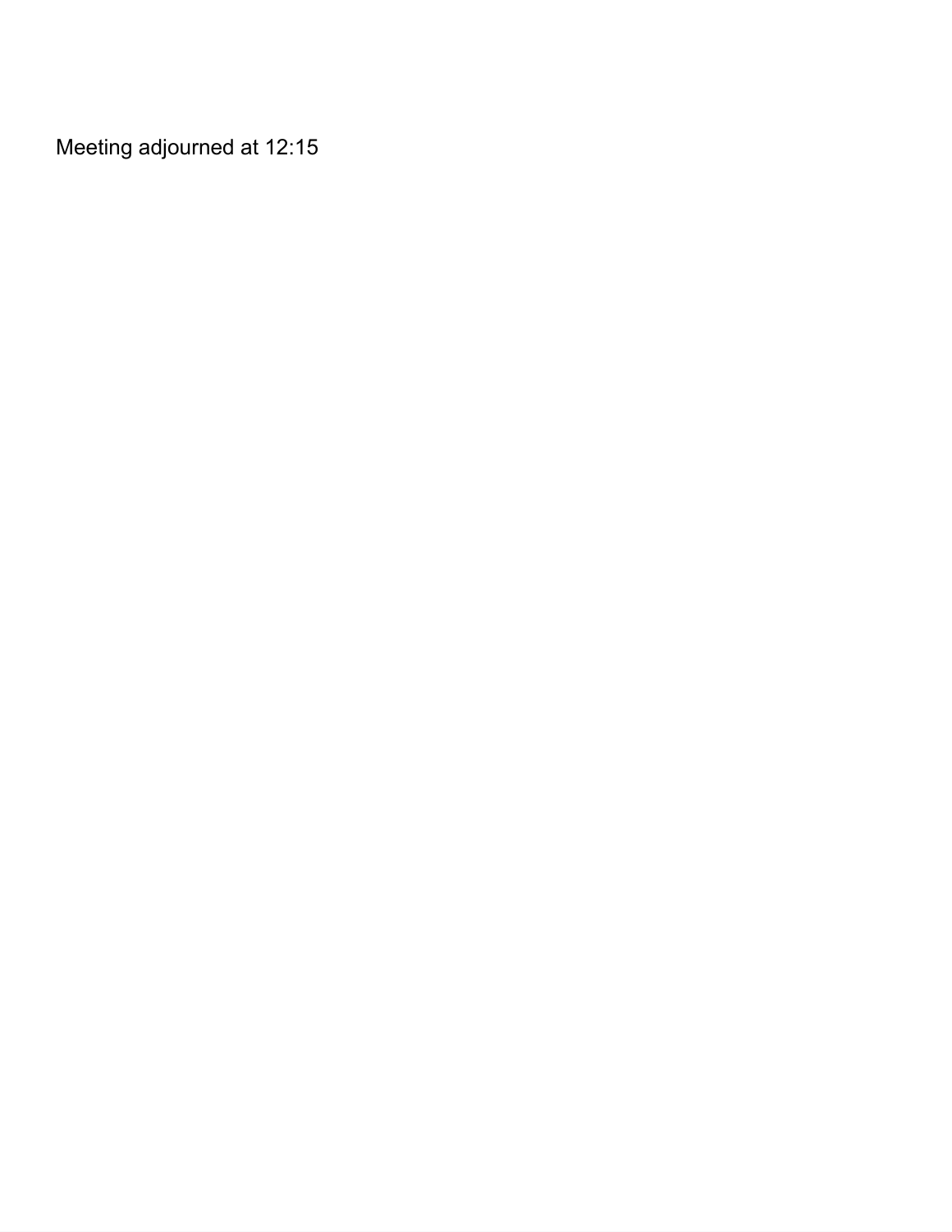Meeting adjourned at 12:15